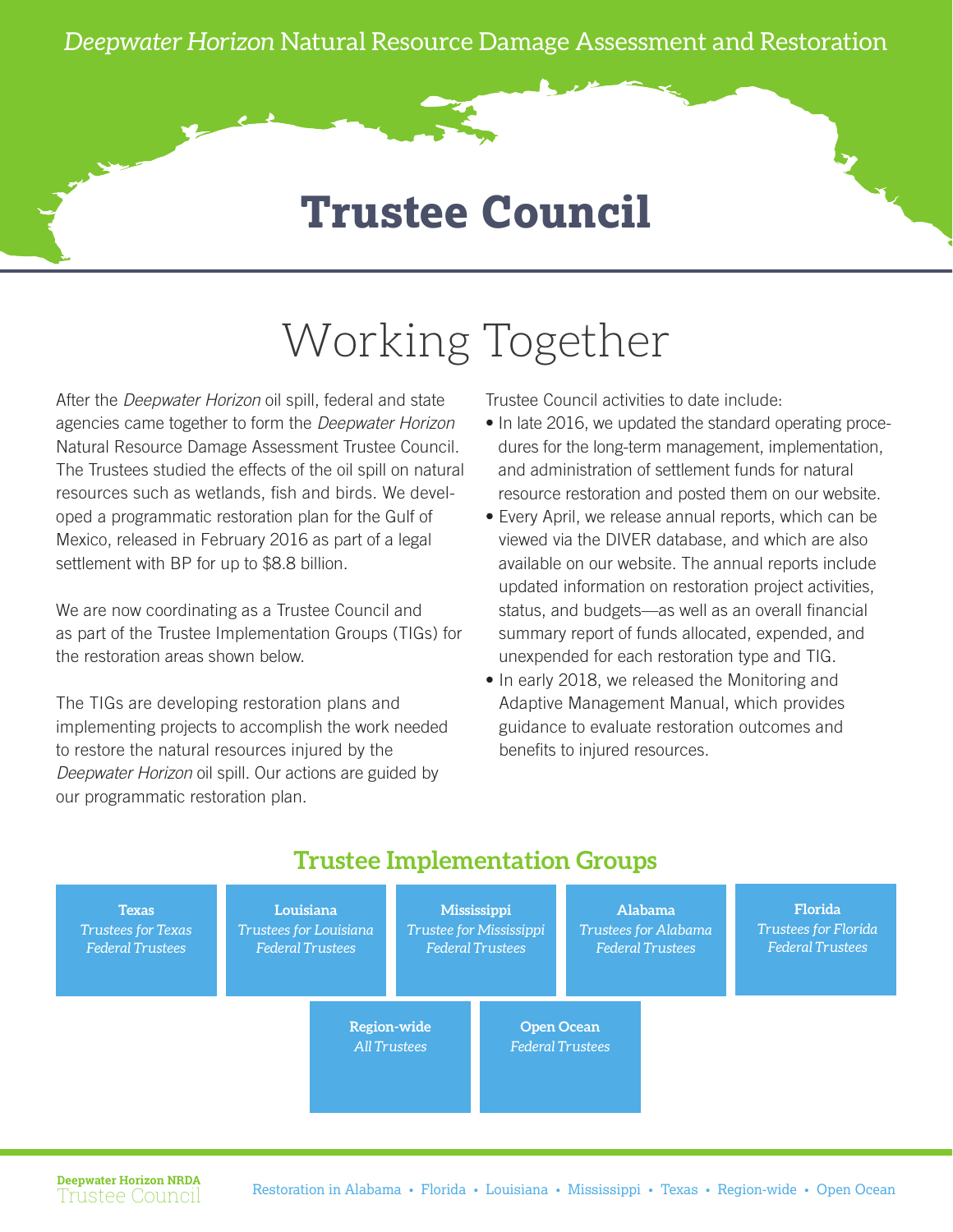*Deepwater Horizon* Natural Resource Damage Assessment and Restoration

# Trustee Council

## Working Together

After the *Deepwater Horizon* oil spill, federal and state agencies came together to form the *Deepwater Horizon* Natural Resource Damage Assessment Trustee Council. The Trustees studied the effects of the oil spill on natural resources such as wetlands, fish and birds. We developed a programmatic restoration plan for the Gulf of Mexico, released in February 2016 as part of a legal settlement with BP for up to $8.8 billion.

We are now coordinating as a Trustee Council and as part of the Trustee Implementation Groups (TIGs) for the restoration areas shown below.

The TIGs are developing restoration plans and implementing projects to accomplish the work needed to restore the natural resources injured by the *Deepwater Horizon* oil spill. Our actions are guided by our programmatic restoration plan.

Trustee Council activities to date include:

- In late 2016, we updated the standard operating procedures for the long-term management, implementation, and administration of settlement funds for natural resource restoration and posted them on our website.
- Every April, we release annual reports, which can be viewed via the DIVER database, and which are also available on our website. The annual reports include updated information on restoration project activities, status, and budgets—as well as an overall financial summary report of funds allocated, expended, and unexpended for each restoration type and TIG.
- In early 2018, we released the Monitoring and Adaptive Management Manual, which provides guidance to evaluate restoration outcomes and benefits to injured resources.

### Trustee Implementation Groups

**Texas**
*Trustees for Texas*
*Federal Trustees*

**Louisiana**
*Trustees for Louisiana*
*Federal Trustees*

**Mississippi**
*Trustee for Mississippi*
*Federal Trustees*

**Alabama**
*Trustees for Alabama*
*Federal Trustees*

**Florida**
*Trustees for Florida*
*Federal Trustees*

**Region-wide**
*All Trustees*

**Open Ocean**
*Federal Trustees*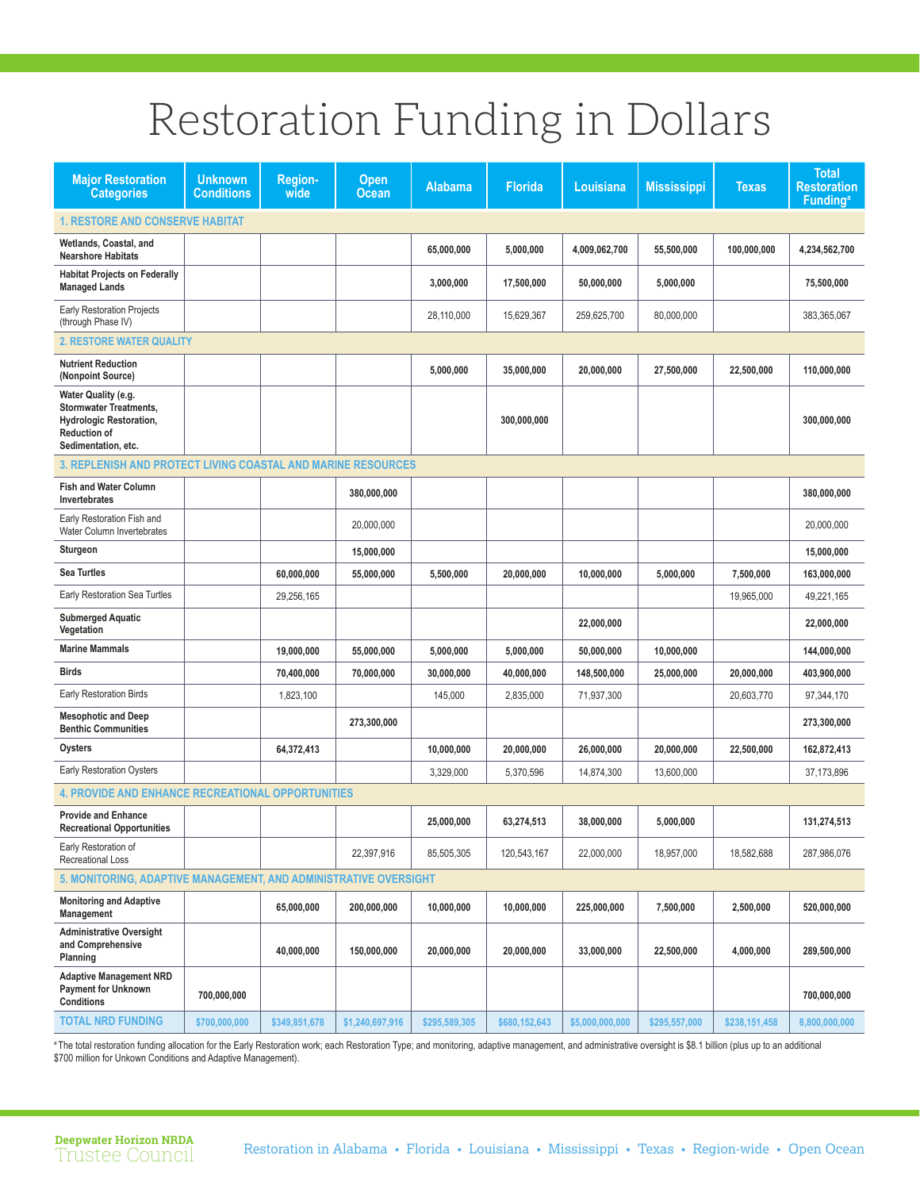# Restoration Funding in Dollars

| Major Restoration Categories | Unknown Conditions | Region-wide | Open Ocean | Alabama | Florida | Louisiana | Mississippi | Texas | Total Restoration Funding[a] |
|---|---|---|---|---|---|---|---|---|---|
| **1. RESTORE AND CONSERVE HABITAT** | | | | | | | | | |
| **Wetlands, Coastal, and Nearshore Habitats** | | | | **65,000,000** | **5,000,000** | **4,009,062,700** | **55,500,000** | **100,000,000** | **4,234,562,700** |
| **Habitat Projects on Federally Managed Lands** | | | | **3,000,000** | **17,500,000** | **50,000,000** | **5,000,000** | | **75,500,000** |
| Early Restoration Projects (through Phase IV) | | | | 28,110,000 | 15,629,367 | 259,625,700 | 80,000,000 | | 383,365,067 |
| **2. RESTORE WATER QUALITY** | | | | | | | | | |
| **Nutrient Reduction (Nonpoint Source)** | | | | **5,000,000** | **35,000,000** | **20,000,000** | **27,500,000** | **22,500,000** | **110,000,000** |
| **Water Quality (e.g. Stormwater Treatments, Hydrologic Restoration, Reduction of Sedimentation, etc.** | | | | | **300,000,000** | | | | **300,000,000** |
| **3. REPLENISH AND PROTECT LIVING COASTAL AND MARINE RESOURCES** | | | | | | | | | |
| **Fish and Water Column Invertebrates** | | | **380,000,000** | | | | | | **380,000,000** |
| Early Restoration Fish and Water Column Invertebrates | | | 20,000,000 | | | | | | 20,000,000 |
| **Sturgeon** | | | **15,000,000** | | | | | | **15,000,000** |
| **Sea Turtles** | | **60,000,000** | **55,000,000** | **5,500,000** | **20,000,000** | **10,000,000** | **5,000,000** | **7,500,000** | **163,000,000** |
| Early Restoration Sea Turtles | | 29,256,165 | | | | | | 19,965,000 | 49,221,165 |
| **Submerged Aquatic Vegetation** | | | | | | **22,000,000** | | | **22,000,000** |
| **Marine Mammals** | | **19,000,000** | **55,000,000** | **5,000,000** | **5,000,000** | **50,000,000** | **10,000,000** | | **144,000,000** |
| **Birds** | | **70,400,000** | **70,000,000** | **30,000,000** | **40,000,000** | **148,500,000** | **25,000,000** | **20,000,000** | **403,900,000** |
| Early Restoration Birds | | 1,823,100 | | 145,000 | 2,835,000 | 71,937,300 | | 20,603,770 | 97,344,170 |
| **Mesophotic and Deep Benthic Communities** | | | **273,300,000** | | | | | | **273,300,000** |
| **Oysters** | | **64,372,413** | | **10,000,000** | **20,000,000** | **26,000,000** | **20,000,000** | **22,500,000** | **162,872,413** |
| Early Restoration Oysters | | | | 3,329,000 | 5,370,596 | 14,874,300 | 13,600,000 | | 37,173,896 |
| **4. PROVIDE AND ENHANCE RECREATIONAL OPPORTUNITIES** | | | | | | | | | |
| **Provide and Enhance Recreational Opportunities** | | | | **25,000,000** | **63,274,513** | **38,000,000** | **5,000,000** | | **131,274,513** |
| Early Restoration of Recreational Loss | | | 22,397,916 | 85,505,305 | 120,543,167 | 22,000,000 | 18,957,000 | 18,582,688 | 287,986,076 |
| **5. MONITORING, ADAPTIVE MANAGEMENT, AND ADMINISTRATIVE OVERSIGHT** | | | | | | | | | |
| **Monitoring and Adaptive Management** | | **65,000,000** | **200,000,000** | **10,000,000** | **10,000,000** | **225,000,000** | **7,500,000** | **2,500,000** | **520,000,000** |
| **Administrative Oversight and Comprehensive Planning** | | **40,000,000** | **150,000,000** | **20,000,000** | **20,000,000** | **33,000,000** | **22,500,000** | **4,000,000** | **289,500,000** |
| **Adaptive Management NRD Payment for Unknown Conditions** | **700,000,000** | | | | | | | | **700,000,000** |
| **TOTAL NRD FUNDING** | $700,000,000 | $349,851,678 | $1,240,697,916 | $295,589,305 | $680,152,643 | $5,000,000,000 | $295,557,000 | $238,151,458 | 8,800,000,000 |

[a] The total restoration funding allocation for the Early Restoration work; each Restoration Type; and monitoring, adaptive management, and administrative oversight is $8.1 billion (plus up to an additional $700 million for Unkown Conditions and Adaptive Management).

Deepwater Horizon NRDA Trustee Council

Restoration in Alabama • Florida • Louisiana • Mississippi • Texas • Region-wide • Open Ocean